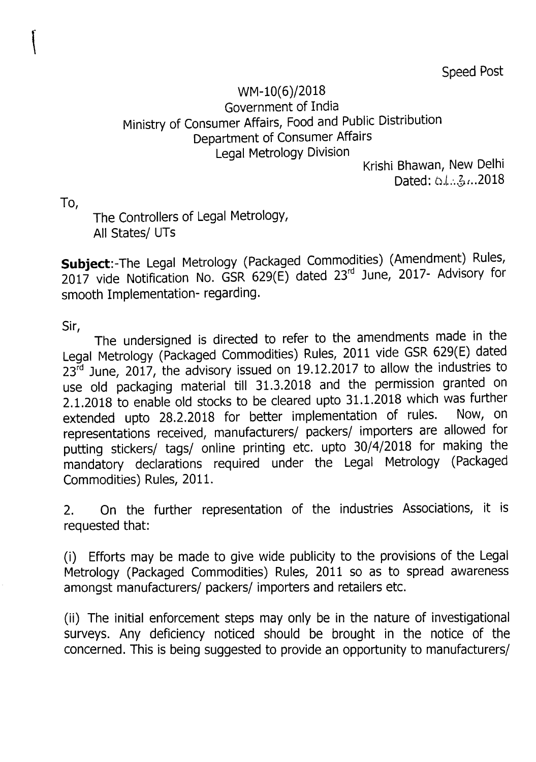Speed Post

WM-10(6)/2018
Government of India
Ministry of Consumer Affairs, Food and Public Distribution
Department of Consumer Affairs
Legal Metrology Division

Krishi Bhawan, New Delhi
Dated: 01..3..2018

To,

The Controllers of Legal Metrology,
All States/ UTs

**Subject**:-The Legal Metrology (Packaged Commodities) (Amendment) Rules, 2017 vide Notification No. GSR 629(E) dated 23rd June, 2017- Advisory for smooth Implementation- regarding.

Sir,

The undersigned is directed to refer to the amendments made in the Legal Metrology (Packaged Commodities) Rules, 2011 vide GSR 629(E) dated 23rd June, 2017, the advisory issued on 19.12.2017 to allow the industries to use old packaging material till 31.3.2018 and the permission granted on 2.1.2018 to enable old stocks to be cleared upto 31.1.2018 which was further extended upto 28.2.2018 for better implementation of rules. Now, on representations received, manufacturers/ packers/ importers are allowed for putting stickers/ tags/ online printing etc. upto 30/4/2018 for making the mandatory declarations required under the Legal Metrology (Packaged Commodities) Rules, 2011.

2. On the further representation of the industries Associations, it is requested that:

(i) Efforts may be made to give wide publicity to the provisions of the Legal Metrology (Packaged Commodities) Rules, 2011 so as to spread awareness amongst manufacturers/ packers/ importers and retailers etc.

(ii) The initial enforcement steps may only be in the nature of investigational surveys. Any deficiency noticed should be brought in the notice of the concerned. This is being suggested to provide an opportunity to manufacturers/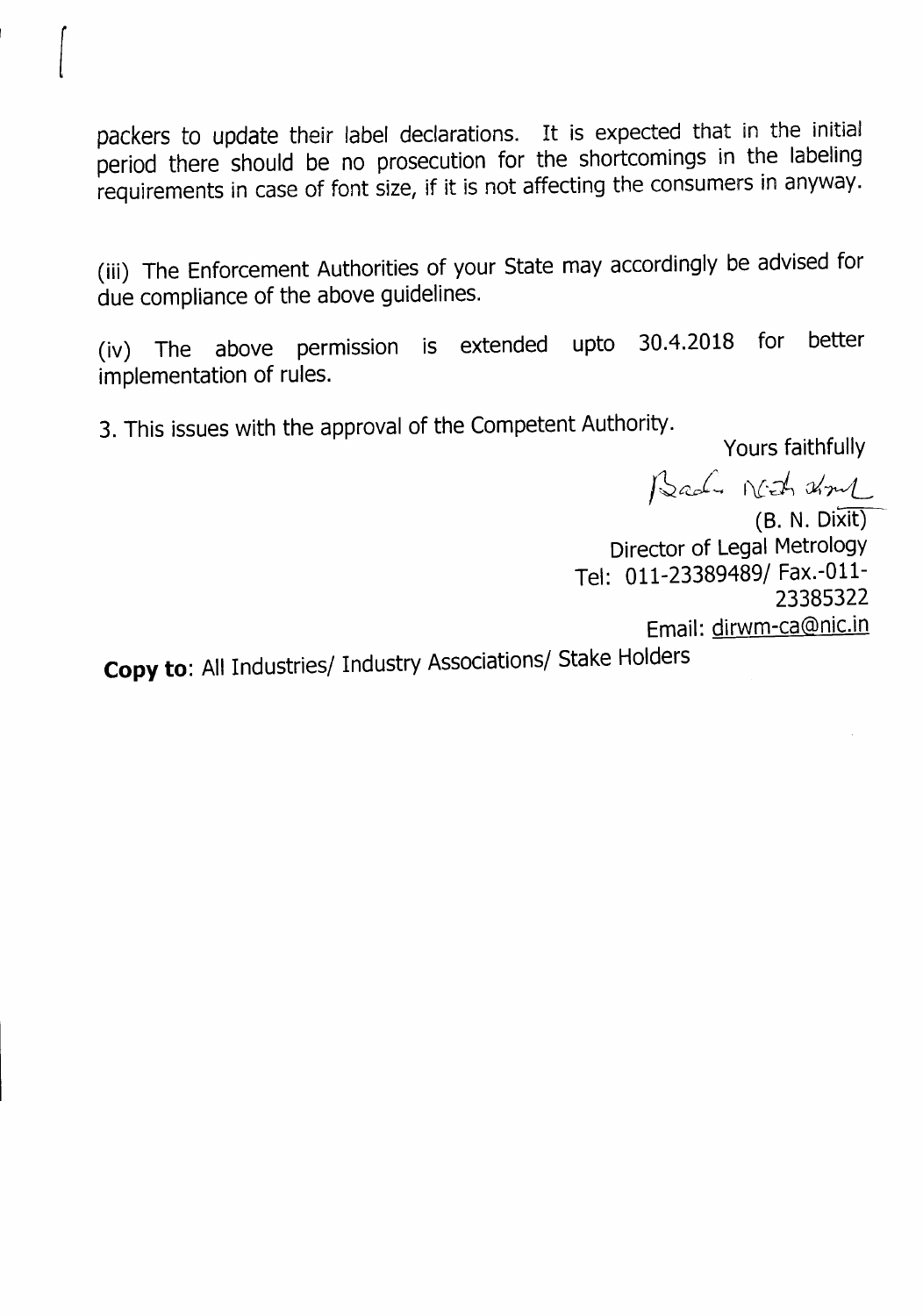packers to update their label declarations. It is expected that in the initial period there should be no prosecution for the shortcomings in the labeling requirements in case of font size, if it is not affecting the consumers in anyway.

(iii) The Enforcement Authorities of your State may accordingly be advised for due compliance of the above guidelines.

(iv) The above permission is extended upto 30.4.2018 for better implementation of rules.

3. This issues with the approval of the Competent Authority.

Yours faithfully

(B. N. Dixit)
Director of Legal Metrology
Tel: 011-23389489/ Fax.-011-23385322
Email: dirwm-ca@nic.in

**Copy to**: All Industries/ Industry Associations/ Stake Holders